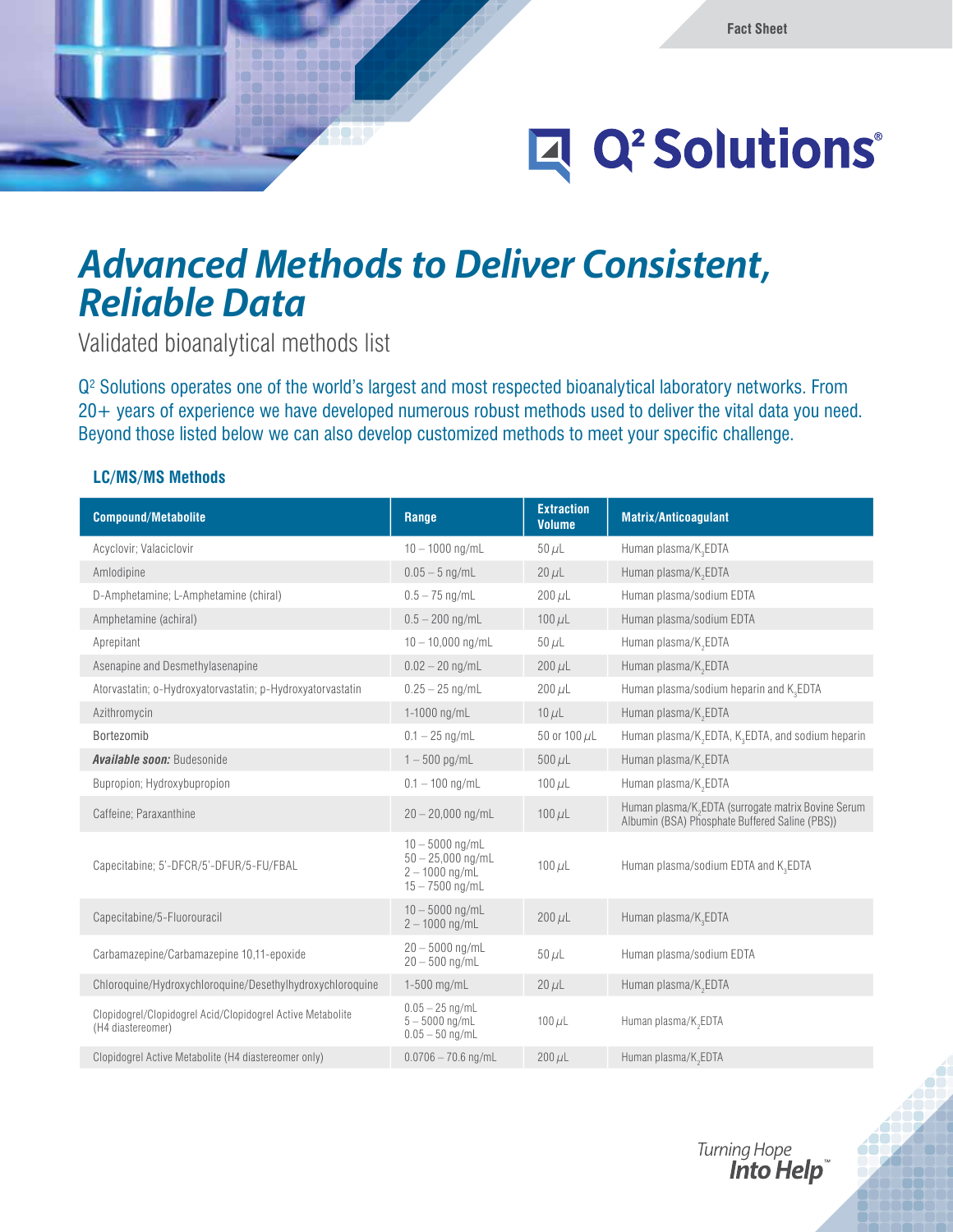Fact Sheet

Q² Solutions®

# Advanced Methods to Deliver Consistent, Reliable Data

Validated bioanalytical methods list

Q² Solutions operates one of the world's largest and most respected bioanalytical laboratory networks. From 20+ years of experience we have developed numerous robust methods used to deliver the vital data you need. Beyond those listed below we can also develop customized methods to meet your specific challenge.

### LC/MS/MS Methods

| Compound/Metabolite | Range | Extraction Volume | Matrix/Anticoagulant |
|---|---|---|---|
| Acyclovir; Valaciclovir | 10 – 1000 ng/mL | 50 µL | Human plasma/$K_3EDTA$ |
| Amlodipine | 0.05 – 5 ng/mL | 20 µL | Human plasma/$K_2EDTA$ |
| D-Amphetamine; L-Amphetamine (chiral) | 0.5 – 75 ng/mL | 200 µL | Human plasma/sodium EDTA |
| Amphetamine (achiral) | 0.5 – 200 ng/mL | 100 µL | Human plasma/sodium EDTA |
| Aprepitant | 10 – 10,000 ng/mL | 50 µL | Human plasma/$K_2EDTA$ |
| Asenapine and Desmethylasenapine | 0.02 – 20 ng/mL | 200 µL | Human plasma/$K_2EDTA$ |
| Atorvastatin; o-Hydroxyatorvastatin; p-Hydroxyatorvastatin | 0.25 – 25 ng/mL | 200 µL | Human plasma/sodium heparin and $K_3EDTA$ |
| Azithromycin | 1-1000 ng/mL | 10 µL | Human plasma/$K_2EDTA$ |
| Bortezomib | 0.1 – 25 ng/mL | 50 or 100 µL | Human plasma/$K_2EDTA$, $K_3EDTA$, and sodium heparin |
| ***Available soon:*** Budesonide | 1 – 500 pg/mL | 500 µL | Human plasma/$K_2EDTA$ |
| Bupropion; Hydroxybupropion | 0.1 – 100 ng/mL | 100 µL | Human plasma/$K_2EDTA$ |
| Caffeine; Paraxanthine | 20 – 20,000 ng/mL | 100 µL | Human plasma/$K_2EDTA$ (surrogate matrix Bovine Serum Albumin (BSA) Phosphate Buffered Saline (PBS)) |
| Capecitabine; 5'-DFCR/5'-DFUR/5-FU/FBAL | 10 – 5000 ng/mL<br>50 – 25,000 ng/mL<br>2 – 1000 ng/mL<br>15 – 7500 ng/mL | 100 µL | Human plasma/sodium EDTA and $K_3EDTA$ |
| Capecitabine/5-Fluorouracil | 10 – 5000 ng/mL<br>2 – 1000 ng/mL | 200 µL | Human plasma/$K_3EDTA$ |
| Carbamazepine/Carbamazepine 10,11-epoxide | 20 – 5000 ng/mL<br>20 – 500 ng/mL | 50 µL | Human plasma/sodium EDTA |
| Chloroquine/Hydroxychloroquine/Desethylhydroxychloroquine | 1-500 mg/mL | 20 µL | Human plasma/$K_2EDTA$ |
| Clopidogrel/Clopidogrel Acid/Clopidogrel Active Metabolite (H4 diastereomer) | 0.05 – 25 ng/mL<br>5 – 5000 ng/mL<br>0.05 – 50 ng/mL | 100 µL | Human plasma/$K_2EDTA$ |
| Clopidogrel Active Metabolite (H4 diastereomer only) | 0.0706 – 70.6 ng/mL | 200 µL | Human plasma/$K_2EDTA$ |

Turning Hope Into Help™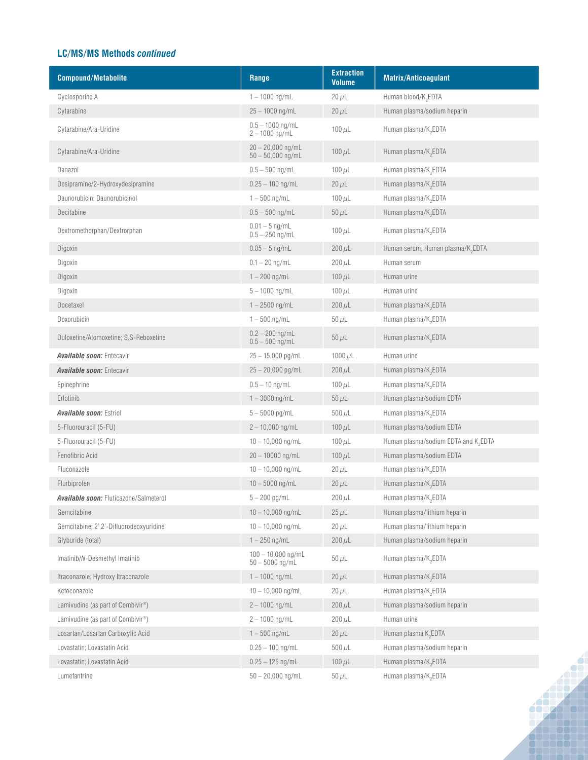## LC/MS/MS Methods *continued*

| Compound/Metabolite | Range | Extraction Volume | Matrix/Anticoagulant |
|---|---|---|---|
| Cyclosporine A | 1 – 1000 ng/mL | 20 µL | Human blood/$K_2$EDTA |
| Cytarabine | 25 – 1000 ng/mL | 20 µL | Human plasma/sodium heparin |
| Cytarabine/Ara-Uridine | 0.5 – 1000 ng/mL<br>2 – 1000 ng/mL | 100 µL | Human plasma/$K_2$EDTA |
| Cytarabine/Ara-Uridine | 20 – 20,000 ng/mL<br>50 – 50,000 ng/mL | 100 µL | Human plasma/$K_2$EDTA |
| Danazol | 0.5 – 500 ng/mL | 100 µL | Human plasma/$K_2$EDTA |
| Desipramine/2-Hydroxydesipramine | 0.25 – 100 ng/mL | 20 µL | Human plasma/$K_2$EDTA |
| Daunorubicin; Daunorubicinol | 1 – 500 ng/mL | 100 µL | Human plasma/$K_2$EDTA |
| Decitabine | 0.5 – 500 ng/mL | 50 µL | Human plasma/$K_2$EDTA |
| Dextromethorphan/Dextrorphan | 0.01 – 5 ng/mL<br>0.5 – 250 ng/mL | 100 µL | Human plasma/$K_2$EDTA |
| Digoxin | 0.05 – 5 ng/mL | 200 µL | Human serum, Human plasma/$K_2$EDTA |
| Digoxin | 0.1 – 20 ng/mL | 200 µL | Human serum |
| Digoxin | 1 – 200 ng/mL | 100 µL | Human urine |
| Digoxin | 5 – 1000 ng/mL | 100 µL | Human urine |
| Docetaxel | 1 – 2500 ng/mL | 200 µL | Human plasma/$K_2$EDTA |
| Doxorubicin | 1 – 500 ng/mL | 50 µL | Human plasma/$K_2$EDTA |
| Duloxetine/Atomoxetine; S,S-Reboxetine | 0.2 – 200 ng/mL<br>0.5 – 500 ng/mL | 50 µL | Human plasma/$K_3$EDTA |
| ***Available soon:*** Entecavir | 25 – 15,000 pg/mL | 1000 µL | Human urine |
| ***Available soon:*** Entecavir | 25 – 20,000 pg/mL | 200 µL | Human plasma/$K_2$EDTA |
| Epinephrine | 0.5 – 10 ng/mL | 100 µL | Human plasma/$K_2$EDTA |
| Erlotinib | 1 – 3000 ng/mL | 50 µL | Human plasma/sodium EDTA |
| ***Available soon:*** Estriol | 5 – 5000 pg/mL | 500 µL | Human plasma/$K_2$EDTA |
| 5-Fluorouracil (5-FU) | 2 – 10,000 ng/mL | 100 µL | Human plasma/sodium EDTA |
| 5-Fluorouracil (5-FU) | 10 – 10,000 ng/mL | 100 µL | Human plasma/sodium EDTA and $K_2$EDTA |
| Fenofibric Acid | 20 – 10000 ng/mL | 100 µL | Human plasma/sodium EDTA |
| Fluconazole | 10 – 10,000 ng/mL | 20 µL | Human plasma/$K_2$EDTA |
| Flurbiprofen | 10 – 5000 ng/mL | 20 µL | Human plasma/$K_2$EDTA |
| ***Available soon:*** Fluticazone/Salmeterol | 5 – 200 pg/mL | 200 µL | Human plasma/$K_2$EDTA |
| Gemcitabine | 10 – 10,000 ng/mL | 25 µL | Human plasma/lithium heparin |
| Gemcitabine; 2',2'-Difluorodeoxyuridine | 10 – 10,000 ng/mL | 20 µL | Human plasma/lithium heparin |
| Glyburide (total) | 1 – 250 ng/mL | 200 µL | Human plasma/sodium heparin |
| Imatinib/*N*-Desmethyl Imatinib | 100 – 10,000 ng/mL<br>50 – 5000 ng/mL | 50 µL | Human plasma/$K_2$EDTA |
| Itraconazole; Hydroxy Itraconazole | 1 – 1000 ng/mL | 20 µL | Human plasma/$K_2$EDTA |
| Ketoconazole | 10 – 10,000 ng/mL | 20 µL | Human plasma/$K_2$EDTA |
| Lamivudine (as part of Combivir®) | 2 – 1000 ng/mL | 200 µL | Human plasma/sodium heparin |
| Lamivudine (as part of Combivir®) | 2 – 1000 ng/mL | 200 µL | Human urine |
| Losartan/Losartan Carboxylic Acid | 1 – 500 ng/mL | 20 µL | Human plasma $K_2$EDTA |
| Lovastatin; Lovastatin Acid | 0.25 – 100 ng/mL | 500 µL | Human plasma/sodium heparin |
| Lovastatin; Lovastatin Acid | 0.25 – 125 ng/mL | 100 µL | Human plasma/$K_2$EDTA |
| Lumefantrine | 50 – 20,000 ng/mL | 50 µL | Human plasma/$K_2$EDTA |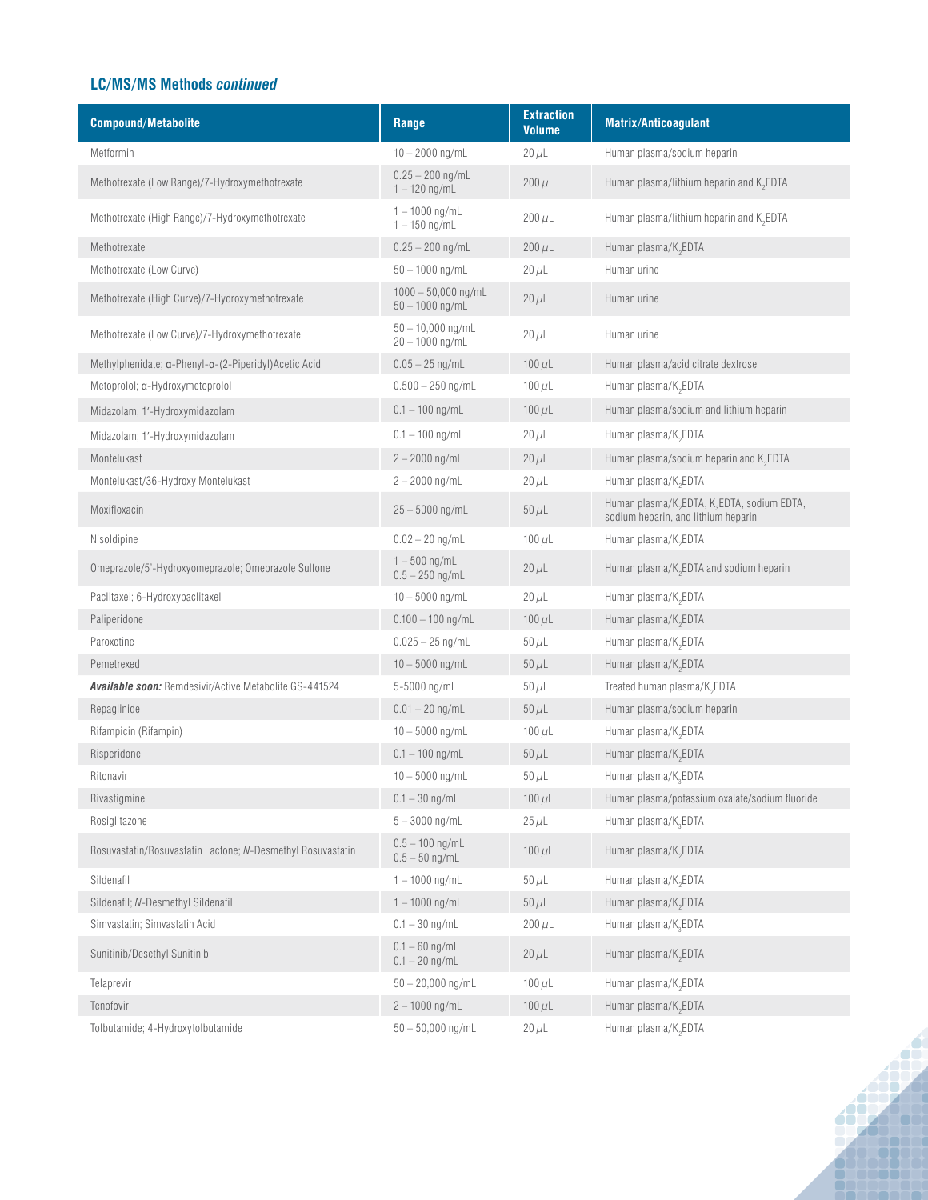## LC/MS/MS Methods *continued*

| Compound/Metabolite | Range | Extraction Volume | Matrix/Anticoagulant |
|---|---|---|---|
| Metformin | 10 – 2000 ng/mL | 20 µL | Human plasma/sodium heparin |
| Methotrexate (Low Range)/7-Hydroxymethotrexate | 0.25 – 200 ng/mL<br>1 – 120 ng/mL | 200 µL | Human plasma/lithium heparin and $K_2$EDTA |
| Methotrexate (High Range)/7-Hydroxymethotrexate | 1 – 1000 ng/mL<br>1 – 150 ng/mL | 200 µL | Human plasma/lithium heparin and $K_2$EDTA |
| Methotrexate | 0.25 – 200 ng/mL | 200 µL | Human plasma/$K_2$EDTA |
| Methotrexate (Low Curve) | 50 – 1000 ng/mL | 20 µL | Human urine |
| Methotrexate (High Curve)/7-Hydroxymethotrexate | 1000 – 50,000 ng/mL<br>50 – 1000 ng/mL | 20 µL | Human urine |
| Methotrexate (Low Curve)/7-Hydroxymethotrexate | 50 – 10,000 ng/mL<br>20 – 1000 ng/mL | 20 µL | Human urine |
| Methylphenidate; α-Phenyl-α-(2-Piperidyl)Acetic Acid | 0.05 – 25 ng/mL | 100 µL | Human plasma/acid citrate dextrose |
| Metoprolol; α-Hydroxymetoprolol | 0.500 – 250 ng/mL | 100 µL | Human plasma/$K_2$EDTA |
| Midazolam; 1′-Hydroxymidazolam | 0.1 – 100 ng/mL | 100 µL | Human plasma/sodium and lithium heparin |
| Midazolam; 1′-Hydroxymidazolam | 0.1 – 100 ng/mL | 20 µL | Human plasma/$K_2$EDTA |
| Montelukast | 2 – 2000 ng/mL | 20 µL | Human plasma/sodium heparin and $K_2$EDTA |
| Montelukast/36-Hydroxy Montelukast | 2 – 2000 ng/mL | 20 µL | Human plasma/$K_2$EDTA |
| Moxifloxacin | 25 – 5000 ng/mL | 50 µL | Human plasma/$K_2$EDTA, $K_3$EDTA, sodium EDTA, sodium heparin, and lithium heparin |
| Nisoldipine | 0.02 – 20 ng/mL | 100 µL | Human plasma/$K_2$EDTA |
| Omeprazole/5′-Hydroxyomeprazole; Omeprazole Sulfone | 1 – 500 ng/mL<br>0.5 – 250 ng/mL | 20 µL | Human plasma/$K_2$EDTA and sodium heparin |
| Paclitaxel; 6-Hydroxypaclitaxel | 10 – 5000 ng/mL | 20 µL | Human plasma/$K_2$EDTA |
| Paliperidone | 0.100 – 100 ng/mL | 100 µL | Human plasma/$K_2$EDTA |
| Paroxetine | 0.025 – 25 ng/mL | 50 µL | Human plasma/$K_2$EDTA |
| Pemetrexed | 10 – 5000 ng/mL | 50 µL | Human plasma/$K_2$EDTA |
| ***Available soon:*** Remdesivir/Active Metabolite GS-441524 | 5-5000 ng/mL | 50 µL | Treated human plasma/$K_2$EDTA |
| Repaglinide | 0.01 – 20 ng/mL | 50 µL | Human plasma/sodium heparin |
| Rifampicin (Rifampin) | 10 – 5000 ng/mL | 100 µL | Human plasma/$K_2$EDTA |
| Risperidone | 0.1 – 100 ng/mL | 50 µL | Human plasma/$K_2$EDTA |
| Ritonavir | 10 – 5000 ng/mL | 50 µL | Human plasma/$K_3$EDTA |
| Rivastigmine | 0.1 – 30 ng/mL | 100 µL | Human plasma/potassium oxalate/sodium fluoride |
| Rosiglitazone | 5 – 3000 ng/mL | 25 µL | Human plasma/$K_3$EDTA |
| Rosuvastatin/Rosuvastatin Lactone; *N*-Desmethyl Rosuvastatin | 0.5 – 100 ng/mL<br>0.5 – 50 ng/mL | 100 µL | Human plasma/$K_2$EDTA |
| Sildenafil | 1 – 1000 ng/mL | 50 µL | Human plasma/$K_2$EDTA |
| Sildenafil; *N*-Desmethyl Sildenafil | 1 – 1000 ng/mL | 50 µL | Human plasma/$K_2$EDTA |
| Simvastatin; Simvastatin Acid | 0.1 – 30 ng/mL | 200 µL | Human plasma/$K_3$EDTA |
| Sunitinib/Desethyl Sunitinib | 0.1 – 60 ng/mL<br>0.1 – 20 ng/mL | 20 µL | Human plasma/$K_2$EDTA |
| Telaprevir | 50 – 20,000 ng/mL | 100 µL | Human plasma/$K_2$EDTA |
| Tenofovir | 2 – 1000 ng/mL | 100 µL | Human plasma/$K_2$EDTA |
| Tolbutamide; 4-Hydroxytolbutamide | 50 – 50,000 ng/mL | 20 µL | Human plasma/$K_2$EDTA |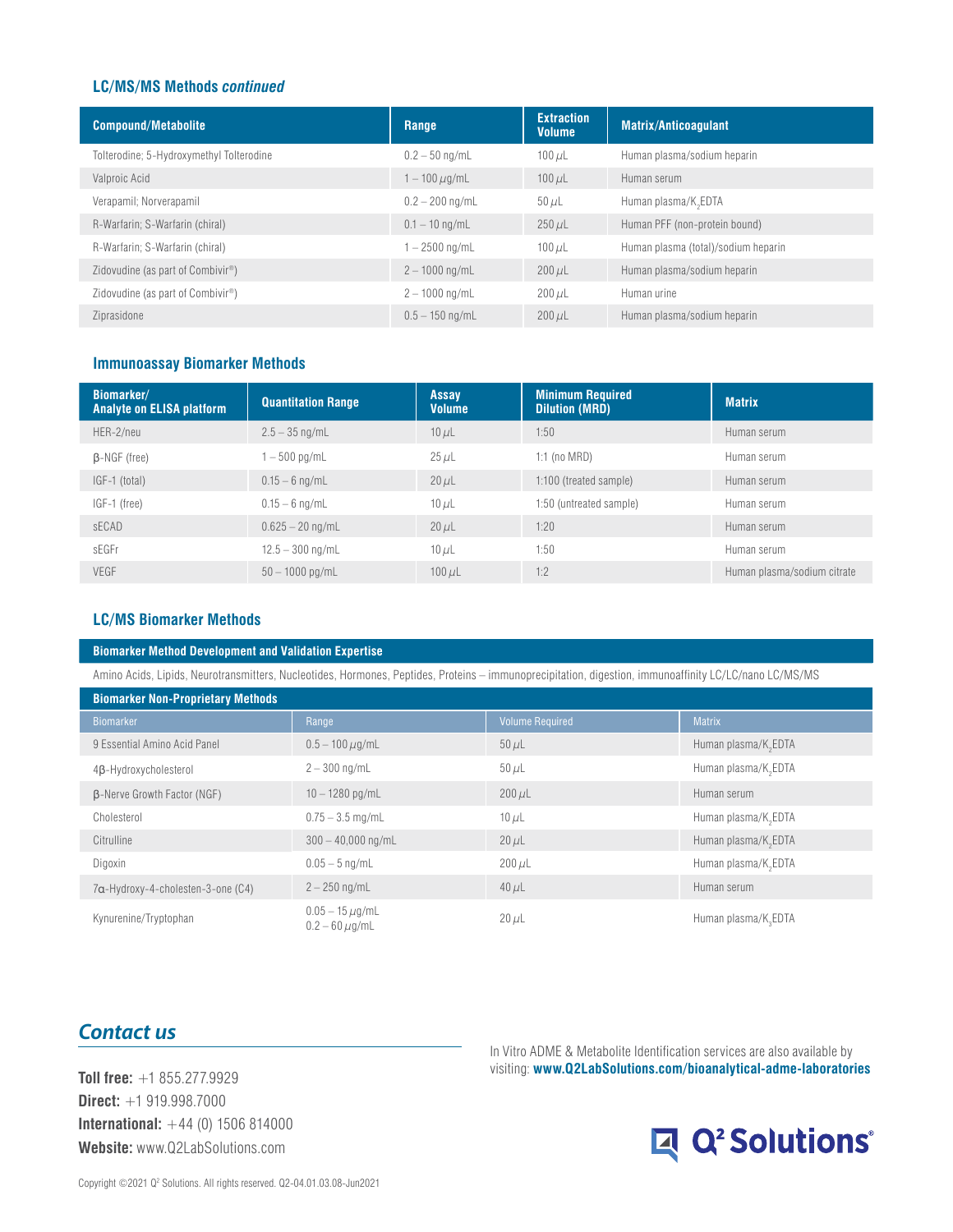### LC/MS/MS Methods *continued*

| Compound/Metabolite | Range | Extraction Volume | Matrix/Anticoagulant |
|---|---|---|---|
| Tolterodine; 5-Hydroxymethyl Tolterodine | 0.2 – 50 ng/mL | 100 µL | Human plasma/sodium heparin |
| Valproic Acid | 1 – 100 µg/mL | 100 µL | Human serum |
| Verapamil; Norverapamil | 0.2 – 200 ng/mL | 50 µL | Human plasma/$K_2$EDTA |
| R-Warfarin; S-Warfarin (chiral) | 0.1 – 10 ng/mL | 250 µL | Human PFF (non-protein bound) |
| R-Warfarin; S-Warfarin (chiral) | 1 – 2500 ng/mL | 100 µL | Human plasma (total)/sodium heparin |
| Zidovudine (as part of Combivir®) | 2 – 1000 ng/mL | 200 µL | Human plasma/sodium heparin |
| Zidovudine (as part of Combivir®) | 2 – 1000 ng/mL | 200 µL | Human urine |
| Ziprasidone | 0.5 – 150 ng/mL | 200 µL | Human plasma/sodium heparin |

### Immunoassay Biomarker Methods

| Biomarker/ Analyte on ELISA platform | Quantitation Range | Assay Volume | Minimum Required Dilution (MRD) | Matrix |
|---|---|---|---|---|
| HER-2/neu | 2.5 – 35 ng/mL | 10 µL | 1:50 | Human serum |
| β-NGF (free) | 1 – 500 pg/mL | 25 µL | 1:1 (no MRD) | Human serum |
| IGF-1 (total) | 0.15 – 6 ng/mL | 20 µL | 1:100 (treated sample) | Human serum |
| IGF-1 (free) | 0.15 – 6 ng/mL | 10 µL | 1:50 (untreated sample) | Human serum |
| sECAD | 0.625 – 20 ng/mL | 20 µL | 1:20 | Human serum |
| sEGFr | 12.5 – 300 ng/mL | 10 µL | 1:50 | Human serum |
| VEGF | 50 – 1000 pg/mL | 100 µL | 1:2 | Human plasma/sodium citrate |

### LC/MS Biomarker Methods

**Biomarker Method Development and Validation Expertise**

Amino Acids, Lipids, Neurotransmitters, Nucleotides, Hormones, Peptides, Proteins – immunoprecipitation, digestion, immunoaffinity LC/LC/nano LC/MS/MS

**Biomarker Non-Proprietary Methods**

| Biomarker | Range | Volume Required | Matrix |
|---|---|---|---|
| 9 Essential Amino Acid Panel | 0.5 – 100 µg/mL | 50 µL | Human plasma/$K_2$EDTA |
| 4β-Hydroxycholesterol | 2 – 300 ng/mL | 50 µL | Human plasma/$K_2$EDTA |
| β-Nerve Growth Factor (NGF) | 10 – 1280 pg/mL | 200 µL | Human serum |
| Cholesterol | 0.75 – 3.5 mg/mL | 10 µL | Human plasma/$K_2$EDTA |
| Citrulline | 300 – 40,000 ng/mL | 20 µL | Human plasma/$K_2$EDTA |
| Digoxin | 0.05 – 5 ng/mL | 200 µL | Human plasma/$K_2$EDTA |
| 7α-Hydroxy-4-cholesten-3-one (C4) | 2 – 250 ng/mL | 40 µL | Human serum |
| Kynurenine/Tryptophan | 0.05 – 15 µg/mL<br>0.2 – 60 µg/mL | 20 µL | Human plasma/$K_3$EDTA |

## *Contact us*

**Toll free:** +1 855.277.9929
**Direct:** +1 919.998.7000
**International:** +44 (0) 1506 814000
**Website:** www.Q2LabSolutions.com

In Vitro ADME & Metabolite Identification services are also available by visiting: **www.Q2LabSolutions.com/bioanalytical-adme-laboratories**

Q² Solutions®

Copyright ©2021 Q² Solutions. All rights reserved. Q2-04.01.03.08-Jun2021